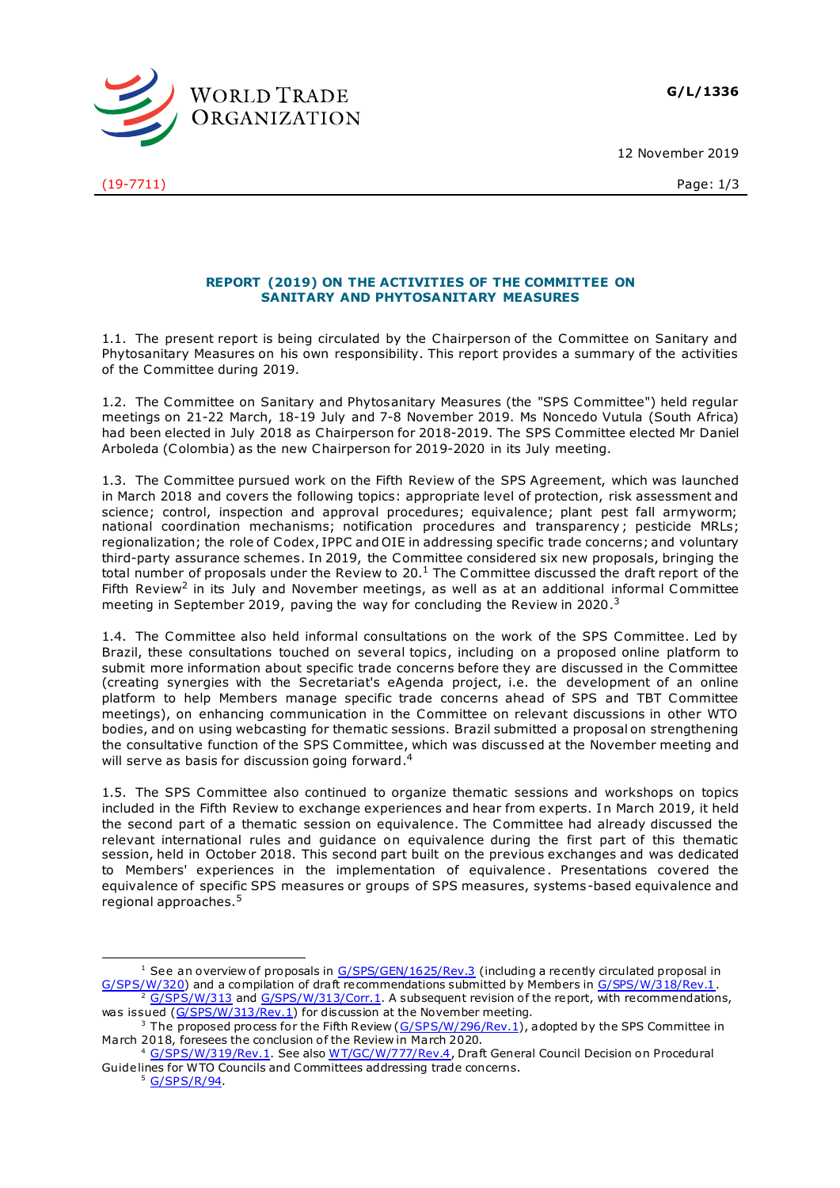G/L/1336

12 November 2019

(19-7711)

## REPORT (2019) ON THE ACTIVITIES OF THE COMMITTEE ON SANITARY AND PHYTOSANITARY MEASURES

1.1. The present report is being circulated by the Chairperson of the Committee on Sanitary and Phytosanitary Measures on his own responsibility. This report provides a summary of the activities of the Committee during 2019.

1.2. The Committee on Sanitary and Phytosanitary Measures (the "SPS Committee") held regular meetings on 21-22 March, 18-19 July and 7-8 November 2019. Ms Noncedo Vutula (South Africa) had been elected in July 2018 as Chairperson for 2018-2019. The SPS Committee elected Mr Daniel Arboleda (Colombia) as the new Chairperson for 2019-2020 in its July meeting.

1.3. The Committee pursued work on the Fifth Review of the SPS Agreement, which was launched in March 2018 and covers the following topics: appropriate level of protection, risk assessment and science; control, inspection and approval procedures; equivalence; plant pest fall armyworm; national coordination mechanisms; notification procedures and transparency; pesticide MRLs; regionalization; the role of Codex, IPPC and OIE in addressing specific trade concerns; and voluntary third-party assurance schemes. In 2019, the Committee considered six new proposals, bringing the total number of proposals under the Review to 20.[1] The Committee discussed the draft report of the Fifth Review[2] in its July and November meetings, as well as at an additional informal Committee meeting in September 2019, paving the way for concluding the Review in 2020.[3]

1.4. The Committee also held informal consultations on the work of the SPS Committee. Led by Brazil, these consultations touched on several topics, including on a proposed online platform to submit more information about specific trade concerns before they are discussed in the Committee (creating synergies with the Secretariat's eAgenda project, i.e. the development of an online platform to help Members manage specific trade concerns ahead of SPS and TBT Committee meetings), on enhancing communication in the Committee on relevant discussions in other WTO bodies, and on using webcasting for thematic sessions. Brazil submitted a proposal on strengthening the consultative function of the SPS Committee, which was discussed at the November meeting and will serve as basis for discussion going forward.[4]

1.5. The SPS Committee also continued to organize thematic sessions and workshops on topics included in the Fifth Review to exchange experiences and hear from experts. In March 2019, it held the second part of a thematic session on equivalence. The Committee had already discussed the relevant international rules and guidance on equivalence during the first part of this thematic session, held in October 2018. This second part built on the previous exchanges and was dedicated to Members' experiences in the implementation of equivalence. Presentations covered the equivalence of specific SPS measures or groups of SPS measures, systems-based equivalence and regional approaches.[5]

---

[1] See an overview of proposals in G/SPS/GEN/1625/Rev.3 (including a recently circulated proposal in G/SPS/W/320) and a compilation of draft recommendations submitted by Members in G/SPS/W/318/Rev.1.

[2] G/SPS/W/313 and G/SPS/W/313/Corr.1. A subsequent revision of the report, with recommendations, was issued (G/SPS/W/313/Rev.1) for discussion at the November meeting.

[3] The proposed process for the Fifth Review (G/SPS/W/296/Rev.1), adopted by the SPS Committee in March 2018, foresees the conclusion of the Review in March 2020.

[4] G/SPS/W/319/Rev.1. See also WT/GC/W/777/Rev.4, Draft General Council Decision on Procedural Guidelines for WTO Councils and Committees addressing trade concerns.

[5] G/SPS/R/94.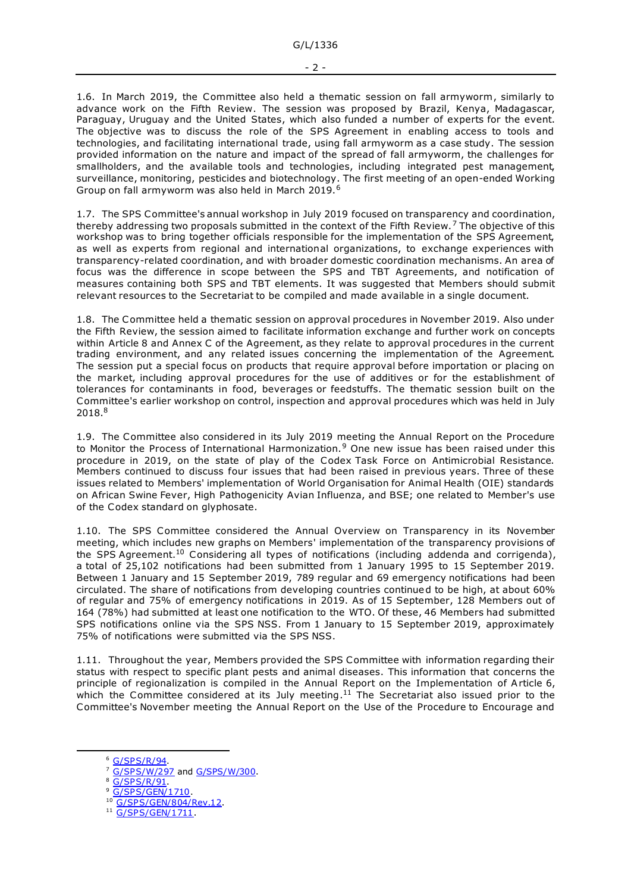1.6. In March 2019, the Committee also held a thematic session on fall armyworm, similarly to advance work on the Fifth Review. The session was proposed by Brazil, Kenya, Madagascar, Paraguay, Uruguay and the United States, which also funded a number of experts for the event. The objective was to discuss the role of the SPS Agreement in enabling access to tools and technologies, and facilitating international trade, using fall armyworm as a case study. The session provided information on the nature and impact of the spread of fall armyworm, the challenges for smallholders, and the available tools and technologies, including integrated pest management, surveillance, monitoring, pesticides and biotechnology. The first meeting of an open-ended Working Group on fall armyworm was also held in March 2019.[6]

1.7. The SPS Committee's annual workshop in July 2019 focused on transparency and coordination, thereby addressing two proposals submitted in the context of the Fifth Review.[7] The objective of this workshop was to bring together officials responsible for the implementation of the SPS Agreement, as well as experts from regional and international organizations, to exchange experiences with transparency-related coordination, and with broader domestic coordination mechanisms. An area of focus was the difference in scope between the SPS and TBT Agreements, and notification of measures containing both SPS and TBT elements. It was suggested that Members should submit relevant resources to the Secretariat to be compiled and made available in a single document.

1.8. The Committee held a thematic session on approval procedures in November 2019. Also under the Fifth Review, the session aimed to facilitate information exchange and further work on concepts within Article 8 and Annex C of the Agreement, as they relate to approval procedures in the current trading environment, and any related issues concerning the implementation of the Agreement. The session put a special focus on products that require approval before importation or placing on the market, including approval procedures for the use of additives or for the establishment of tolerances for contaminants in food, beverages or feedstuffs. The thematic session built on the Committee's earlier workshop on control, inspection and approval procedures which was held in July 2018.[8]

1.9. The Committee also considered in its July 2019 meeting the Annual Report on the Procedure to Monitor the Process of International Harmonization.[9] One new issue has been raised under this procedure in 2019, on the state of play of the Codex Task Force on Antimicrobial Resistance. Members continued to discuss four issues that had been raised in previous years. Three of these issues related to Members' implementation of World Organisation for Animal Health (OIE) standards on African Swine Fever, High Pathogenicity Avian Influenza, and BSE; one related to Member's use of the Codex standard on glyphosate.

1.10. The SPS Committee considered the Annual Overview on Transparency in its November meeting, which includes new graphs on Members' implementation of the transparency provisions of the SPS Agreement.[10] Considering all types of notifications (including addenda and corrigenda), a total of 25,102 notifications had been submitted from 1 January 1995 to 15 September 2019. Between 1 January and 15 September 2019, 789 regular and 69 emergency notifications had been circulated. The share of notifications from developing countries continued to be high, at about 60% of regular and 75% of emergency notifications in 2019. As of 15 September, 128 Members out of 164 (78%) had submitted at least one notification to the WTO. Of these, 46 Members had submitted SPS notifications online via the SPS NSS. From 1 January to 15 September 2019, approximately 75% of notifications were submitted via the SPS NSS.

1.11. Throughout the year, Members provided the SPS Committee with information regarding their status with respect to specific plant pests and animal diseases. This information that concerns the principle of regionalization is compiled in the Annual Report on the Implementation of Article 6, which the Committee considered at its July meeting.[11] The Secretariat also issued prior to the Committee's November meeting the Annual Report on the Use of the Procedure to Encourage and

---

[6] G/SPS/R/94.

[7] G/SPS/W/297 and G/SPS/W/300.

[8] G/SPS/R/91.

[9] G/SPS/GEN/1710.

[10] G/SPS/GEN/804/Rev.12.

[11] G/SPS/GEN/1711.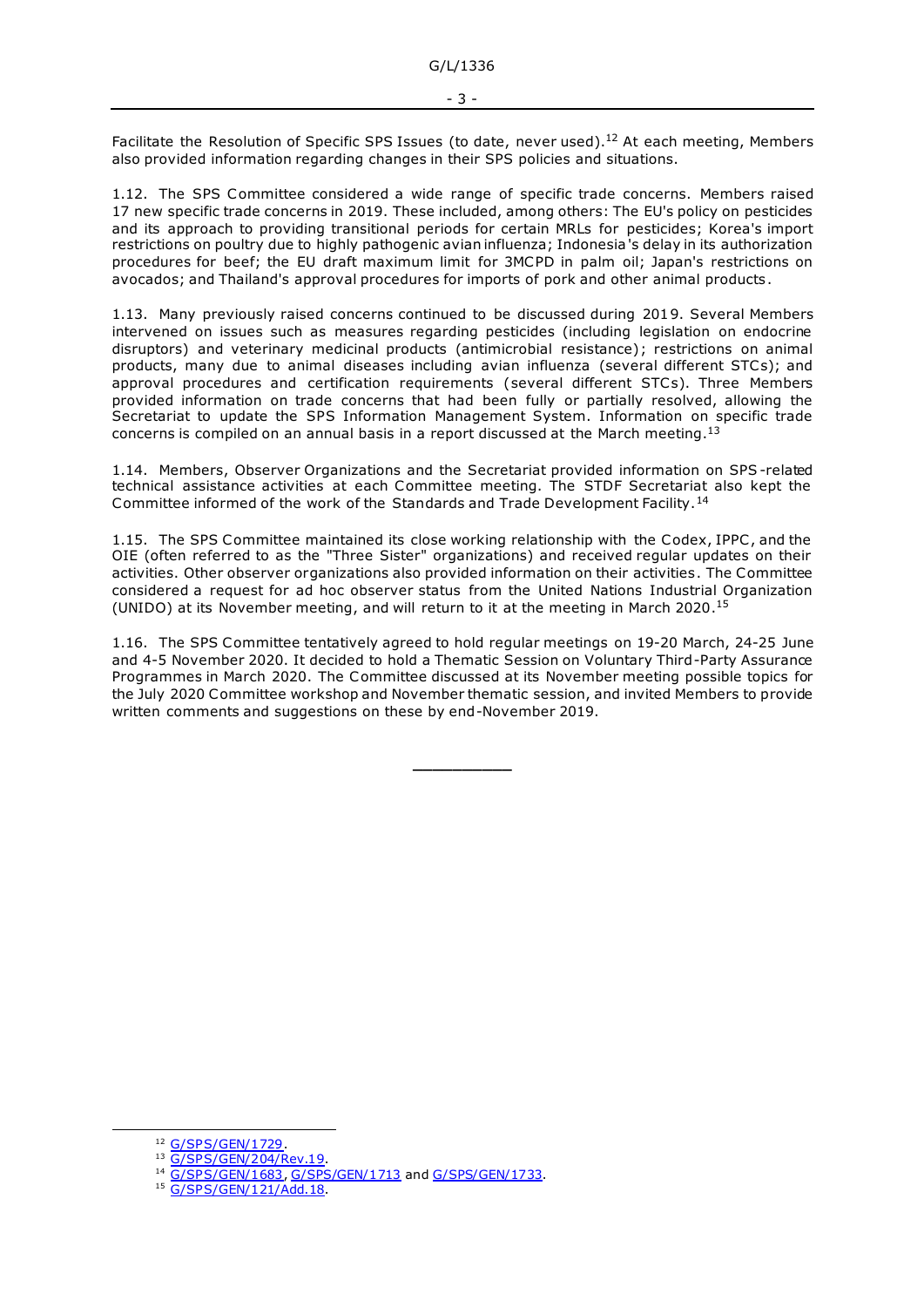Facilitate the Resolution of Specific SPS Issues (to date, never used).[12] At each meeting, Members also provided information regarding changes in their SPS policies and situations.

1.12. The SPS Committee considered a wide range of specific trade concerns. Members raised 17 new specific trade concerns in 2019. These included, among others: The EU's policy on pesticides and its approach to providing transitional periods for certain MRLs for pesticides; Korea's import restrictions on poultry due to highly pathogenic avian influenza; Indonesia's delay in its authorization procedures for beef; the EU draft maximum limit for 3MCPD in palm oil; Japan's restrictions on avocados; and Thailand's approval procedures for imports of pork and other animal products.

1.13. Many previously raised concerns continued to be discussed during 2019. Several Members intervened on issues such as measures regarding pesticides (including legislation on endocrine disruptors) and veterinary medicinal products (antimicrobial resistance); restrictions on animal products, many due to animal diseases including avian influenza (several different STCs); and approval procedures and certification requirements (several different STCs). Three Members provided information on trade concerns that had been fully or partially resolved, allowing the Secretariat to update the SPS Information Management System. Information on specific trade concerns is compiled on an annual basis in a report discussed at the March meeting.[13]

1.14. Members, Observer Organizations and the Secretariat provided information on SPS-related technical assistance activities at each Committee meeting. The STDF Secretariat also kept the Committee informed of the work of the Standards and Trade Development Facility.[14]

1.15. The SPS Committee maintained its close working relationship with the Codex, IPPC, and the OIE (often referred to as the "Three Sister" organizations) and received regular updates on their activities. Other observer organizations also provided information on their activities. The Committee considered a request for ad hoc observer status from the United Nations Industrial Organization (UNIDO) at its November meeting, and will return to it at the meeting in March 2020.[15]

1.16. The SPS Committee tentatively agreed to hold regular meetings on 19-20 March, 24-25 June and 4-5 November 2020. It decided to hold a Thematic Session on Voluntary Third-Party Assurance Programmes in March 2020. The Committee discussed at its November meeting possible topics for the July 2020 Committee workshop and November thematic session, and invited Members to provide written comments and suggestions on these by end-November 2019.

---

[12] G/SPS/GEN/1729.

[13] G/SPS/GEN/204/Rev.19.

[14] G/SPS/GEN/1683, G/SPS/GEN/1713 and G/SPS/GEN/1733.

[15] G/SPS/GEN/121/Add.18.